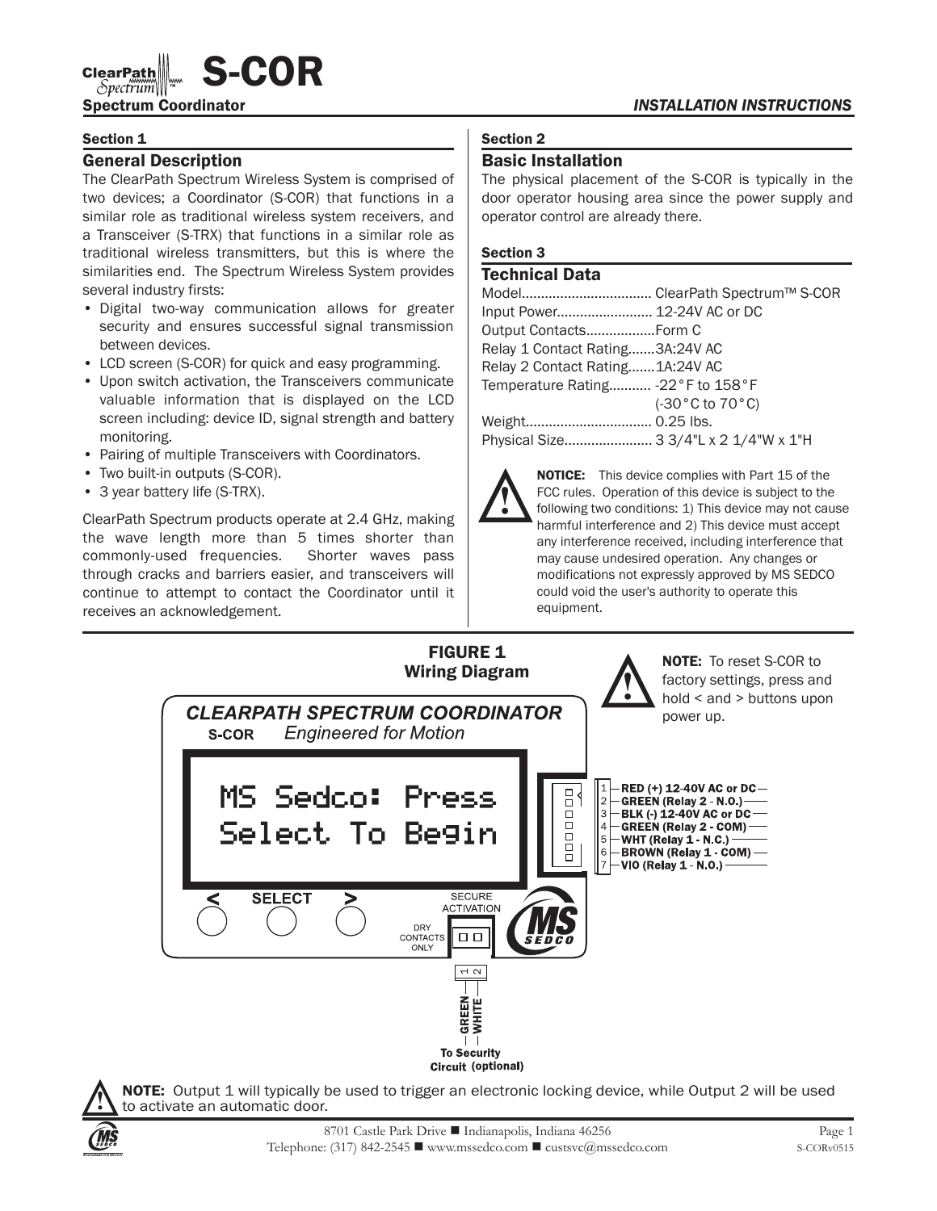# S-COR

**Spectrum Coordinator**

*INSTALLATION INSTRUCTIONS*

## Section 1

### General Description

The ClearPath Spectrum Wireless System is comprised of two devices; a Coordinator (S-COR) that functions in a similar role as traditional wireless system receivers, and a Transceiver (S-TRX) that functions in a similar role as traditional wireless transmitters, but this is where the similarities end. The Spectrum Wireless System provides several industry firsts:

- Digital two-way communication allows for greater security and ensures successful signal transmission between devices.
- LCD screen (S-COR) for quick and easy programming.
- Upon switch activation, the Transceivers communicate valuable information that is displayed on the LCD screen including: device ID, signal strength and battery monitoring.
- Pairing of multiple Transceivers with Coordinators.
- Two built-in outputs (S-COR).
- 3 year battery life (S-TRX).

ClearPath Spectrum products operate at 2.4 GHz, making the wave length more than 5 times shorter than commonly-used frequencies. Shorter waves pass through cracks and barriers easier, and transceivers will continue to attempt to contact the Coordinator until it receives an acknowledgement.

## Section 2

### Basic Installation

The physical placement of the S-COR is typically in the door operator housing area since the power supply and operator control are already there.

## Section 3

### Technical Data

Model.................................. ClearPath Spectrum™ S-COR
Input Power......................... 12-24V AC or DC
Output Contacts..................Form C
Relay 1 Contact Rating.......3A:24V AC
Relay 2 Contact Rating.......1A:24V AC
Temperature Rating........... -22°F to 158°F (-30°C to 70°C)
Weight................................. 0.25 lbs.
Physical Size....................... 3 3/4"L x 2 1/4"W x 1"H

**NOTICE:** This device complies with Part 15 of the FCC rules. Operation of this device is subject to the following two conditions: 1) This device may not cause harmful interference and 2) This device must accept any interference received, including interference that may cause undesired operation. Any changes or modifications not expressly approved by MS SEDCO could void the user's authority to operate this equipment.

**FIGURE 1**
**Wiring Diagram**

CLEARPATH SPECTRUM COORDINATOR
S-COR *Engineered for Motion*

MS Sedco: Press Select To Begin

< SELECT >

SECURE ACTIVATION — DRY CONTACTS ONLY

1. RED (+) 12-40V AC or DC
2. GREEN (Relay 2 - N.O.)
3. BLK (-) 12-40V AC or DC
4. GREEN (Relay 2 - COM)
5. WHT (Relay 1 - N.C.)
6. BROWN (Relay 1 - COM)
7. VIO (Relay 1 - N.O.)

1 GREEN, 2 WHITE — To Security Circuit (optional)

**NOTE:** To reset S-COR to factory settings, press and hold < and > buttons upon power up.

**NOTE:** Output 1 will typically be used to trigger an electronic locking device, while Output 2 will be used to activate an automatic door.

8701 Castle Park Drive ■ Indianapolis, Indiana 46256
Telephone: (317) 842-2545 ■ www.mssedco.com ■ custsvc@mssedco.com

S-CORv0515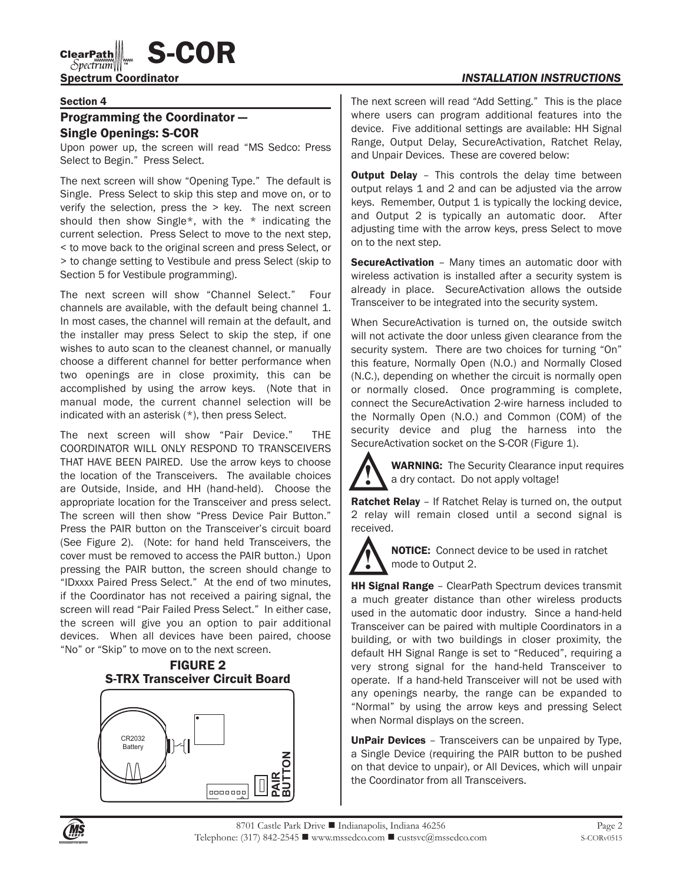## Section 4

## Programming the Coordinator — Single Openings: S-COR

Upon power up, the screen will read "MS Sedco: Press Select to Begin." Press Select.

The next screen will show "Opening Type." The default is Single. Press Select to skip this step and move on, or to verify the selection, press the > key. The next screen should then show Single*, with the * indicating the current selection. Press Select to move to the next step, < to move back to the original screen and press Select, or > to change setting to Vestibule and press Select (skip to Section 5 for Vestibule programming).

The next screen will show "Channel Select." Four channels are available, with the default being channel 1. In most cases, the channel will remain at the default, and the installer may press Select to skip the step, if one wishes to auto scan to the cleanest channel, or manually choose a different channel for better performance when two openings are in close proximity, this can be accomplished by using the arrow keys. (Note that in manual mode, the current channel selection will be indicated with an asterisk (*), then press Select.

The next screen will show "Pair Device." THE COORDINATOR WILL ONLY RESPOND TO TRANSCEIVERS THAT HAVE BEEN PAIRED. Use the arrow keys to choose the location of the Transceivers. The available choices are Outside, Inside, and HH (hand-held). Choose the appropriate location for the Transceiver and press select. The screen will then show "Press Device Pair Button." Press the PAIR button on the Transceiver's circuit board (See Figure 2). (Note: for hand held Transceivers, the cover must be removed to access the PAIR button.) Upon pressing the PAIR button, the screen should change to "IDxxxx Paired Press Select." At the end of two minutes, if the Coordinator has not received a pairing signal, the screen will read "Pair Failed Press Select." In either case, the screen will give you an option to pair additional devices. When all devices have been paired, choose "No" or "Skip" to move on to the next screen.

**FIGURE 2**
**S-TRX Transceiver Circuit Board**

CR2032 Battery

PAIR BUTTON

The next screen will read "Add Setting." This is the place where users can program additional features into the device. Five additional settings are available: HH Signal Range, Output Delay, SecureActivation, Ratchet Relay, and Unpair Devices. These are covered below:

**Output Delay** – This controls the delay time between output relays 1 and 2 and can be adjusted via the arrow keys. Remember, Output 1 is typically the locking device, and Output 2 is typically an automatic door. After adjusting time with the arrow keys, press Select to move on to the next step.

**SecureActivation** – Many times an automatic door with wireless activation is installed after a security system is already in place. SecureActivation allows the outside Transceiver to be integrated into the security system.

When SecureActivation is turned on, the outside switch will not activate the door unless given clearance from the security system. There are two choices for turning "On" this feature, Normally Open (N.O.) and Normally Closed (N.C.), depending on whether the circuit is normally open or normally closed. Once programming is complete, connect the SecureActivation 2-wire harness included to the Normally Open (N.O.) and Common (COM) of the security device and plug the harness into the SecureActivation socket on the S-COR (Figure 1).

**WARNING:** The Security Clearance input requires a dry contact. Do not apply voltage!

**Ratchet Relay** – If Ratchet Relay is turned on, the output 2 relay will remain closed until a second signal is received.

**NOTICE:** Connect device to be used in ratchet mode to Output 2.

**HH Signal Range** – ClearPath Spectrum devices transmit a much greater distance than other wireless products used in the automatic door industry. Since a hand-held Transceiver can be paired with multiple Coordinators in a building, or with two buildings in closer proximity, the default HH Signal Range is set to "Reduced", requiring a very strong signal for the hand-held Transceiver to operate. If a hand-held Transceiver will not be used with any openings nearby, the range can be expanded to "Normal" by using the arrow keys and pressing Select when Normal displays on the screen.

**UnPair Devices** – Transceivers can be unpaired by Type, a Single Device (requiring the PAIR button to be pushed on that device to unpair), or All Devices, which will unpair the Coordinator from all Transceivers.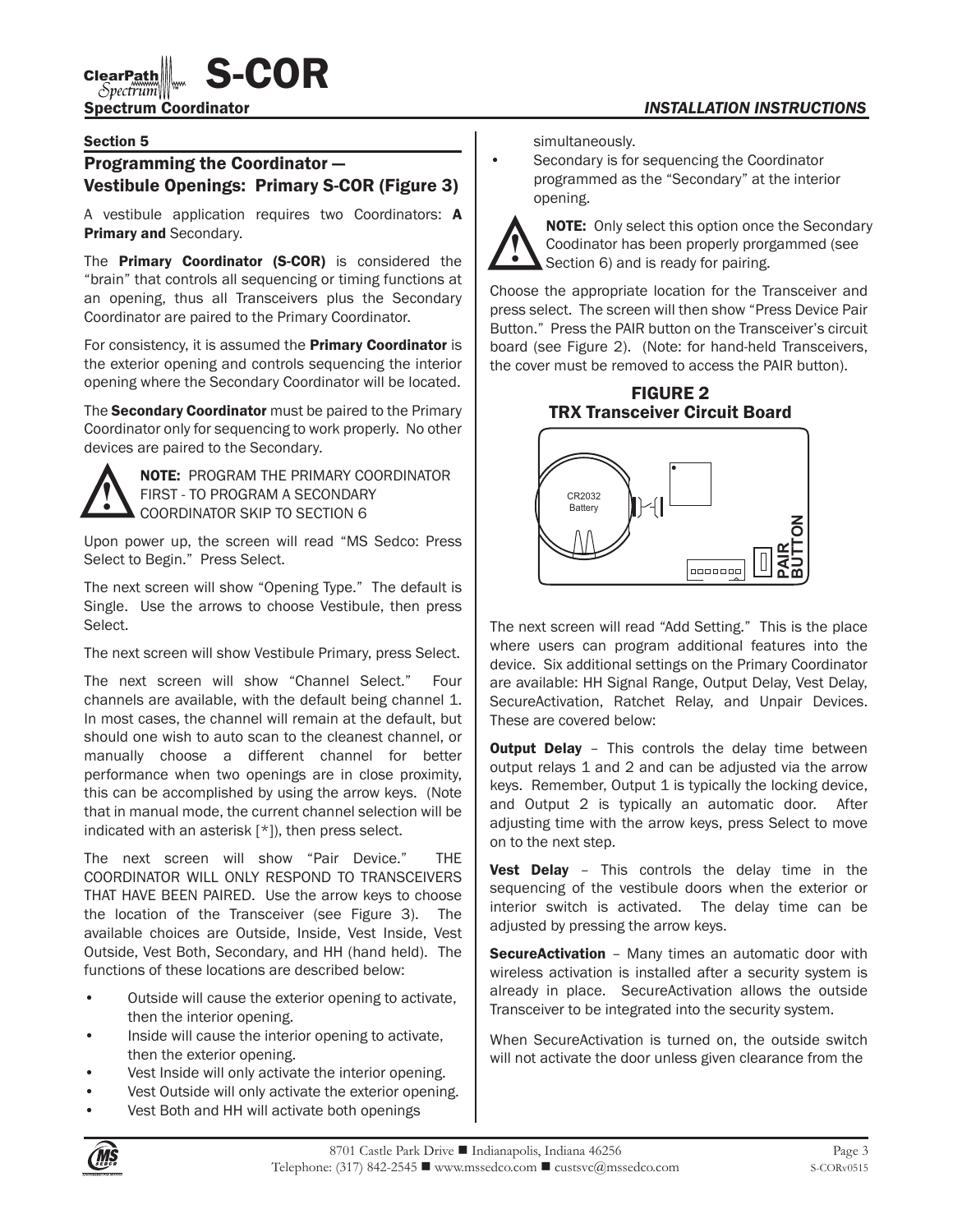## Section 5

## Programming the Coordinator — Vestibule Openings: Primary S-COR (Figure 3)

A vestibule application requires two Coordinators: **A Primary and** Secondary.

The **Primary Coordinator (S-COR)** is considered the "brain" that controls all sequencing or timing functions at an opening, thus all Transceivers plus the Secondary Coordinator are paired to the Primary Coordinator.

For consistency, it is assumed the **Primary Coordinator** is the exterior opening and controls sequencing the interior opening where the Secondary Coordinator will be located.

The **Secondary Coordinator** must be paired to the Primary Coordinator only for sequencing to work properly. No other devices are paired to the Secondary.

**NOTE:** PROGRAM THE PRIMARY COORDINATOR FIRST - TO PROGRAM A SECONDARY COORDINATOR SKIP TO SECTION 6

Upon power up, the screen will read "MS Sedco: Press Select to Begin." Press Select.

The next screen will show "Opening Type." The default is Single. Use the arrows to choose Vestibule, then press Select.

The next screen will show Vestibule Primary, press Select.

The next screen will show "Channel Select." Four channels are available, with the default being channel 1. In most cases, the channel will remain at the default, but should one wish to auto scan to the cleanest channel, or manually choose a different channel for better performance when two openings are in close proximity, this can be accomplished by using the arrow keys. (Note that in manual mode, the current channel selection will be indicated with an asterisk [*]), then press select.

The next screen will show "Pair Device." THE COORDINATOR WILL ONLY RESPOND TO TRANSCEIVERS THAT HAVE BEEN PAIRED. Use the arrow keys to choose the location of the Transceiver (see Figure 3). The available choices are Outside, Inside, Vest Inside, Vest Outside, Vest Both, Secondary, and HH (hand held). The functions of these locations are described below:

- Outside will cause the exterior opening to activate, then the interior opening.
- Inside will cause the interior opening to activate, then the exterior opening.
- Vest Inside will only activate the interior opening.
- Vest Outside will only activate the exterior opening.
- Vest Both and HH will activate both openings simultaneously.
- Secondary is for sequencing the Coordinator programmed as the "Secondary" at the interior opening.

**NOTE:** Only select this option once the Secondary Coodinator has been properly prorgammed (see Section 6) and is ready for pairing.

Choose the appropriate location for the Transceiver and press select. The screen will then show "Press Device Pair Button." Press the PAIR button on the Transceiver's circuit board (see Figure 2). (Note: for hand-held Transceivers, the cover must be removed to access the PAIR button).

**FIGURE 2**
**TRX Transceiver Circuit Board**

CR2032 Battery

PAIR BUTTON

The next screen will read "Add Setting." This is the place where users can program additional features into the device. Six additional settings on the Primary Coordinator are available: HH Signal Range, Output Delay, Vest Delay, SecureActivation, Ratchet Relay, and Unpair Devices. These are covered below:

**Output Delay** – This controls the delay time between output relays 1 and 2 and can be adjusted via the arrow keys. Remember, Output 1 is typically the locking device, and Output 2 is typically an automatic door. After adjusting time with the arrow keys, press Select to move on to the next step.

**Vest Delay** – This controls the delay time in the sequencing of the vestibule doors when the exterior or interior switch is activated. The delay time can be adjusted by pressing the arrow keys.

**SecureActivation** – Many times an automatic door with wireless activation is installed after a security system is already in place. SecureActivation allows the outside Transceiver to be integrated into the security system.

When SecureActivation is turned on, the outside switch will not activate the door unless given clearance from the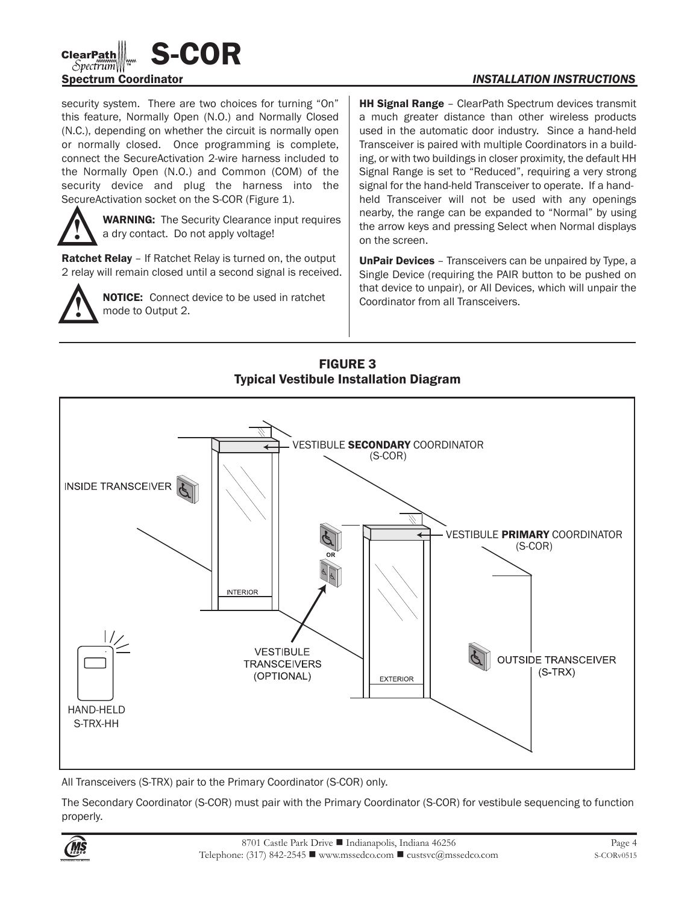security system. There are two choices for turning "On" this feature, Normally Open (N.O.) and Normally Closed (N.C.), depending on whether the circuit is normally open or normally closed. Once programming is complete, connect the SecureActivation 2-wire harness included to the Normally Open (N.O.) and Common (COM) of the security device and plug the harness into the SecureActivation socket on the S-COR (Figure 1).

**WARNING:** The Security Clearance input requires a dry contact. Do not apply voltage!

**Ratchet Relay** – If Ratchet Relay is turned on, the output 2 relay will remain closed until a second signal is received.

**NOTICE:** Connect device to be used in ratchet mode to Output 2.

**HH Signal Range** – ClearPath Spectrum devices transmit a much greater distance than other wireless products used in the automatic door industry. Since a hand-held Transceiver is paired with multiple Coordinators in a building, or with two buildings in closer proximity, the default HH Signal Range is set to "Reduced", requiring a very strong signal for the hand-held Transceiver to operate. If a hand-held Transceiver will not be used with any openings nearby, the range can be expanded to "Normal" by using the arrow keys and pressing Select when Normal displays on the screen.

**UnPair Devices** – Transceivers can be unpaired by Type, a Single Device (requiring the PAIR button to be pushed on that device to unpair), or All Devices, which will unpair the Coordinator from all Transceivers.

## FIGURE 3
## Typical Vestibule Installation Diagram

VESTIBULE **SECONDARY** COORDINATOR (S-COR)

INSIDE TRANSCEIVER

VESTIBULE **PRIMARY** COORDINATOR (S-COR)

OR

INTERIOR

VESTIBULE TRANSCEIVERS (OPTIONAL)

OUTSIDE TRANSCEIVER (S-TRX)

EXTERIOR

HAND-HELD S-TRX-HH

All Transceivers (S-TRX) pair to the Primary Coordinator (S-COR) only.

The Secondary Coordinator (S-COR) must pair with the Primary Coordinator (S-COR) for vestibule sequencing to function properly.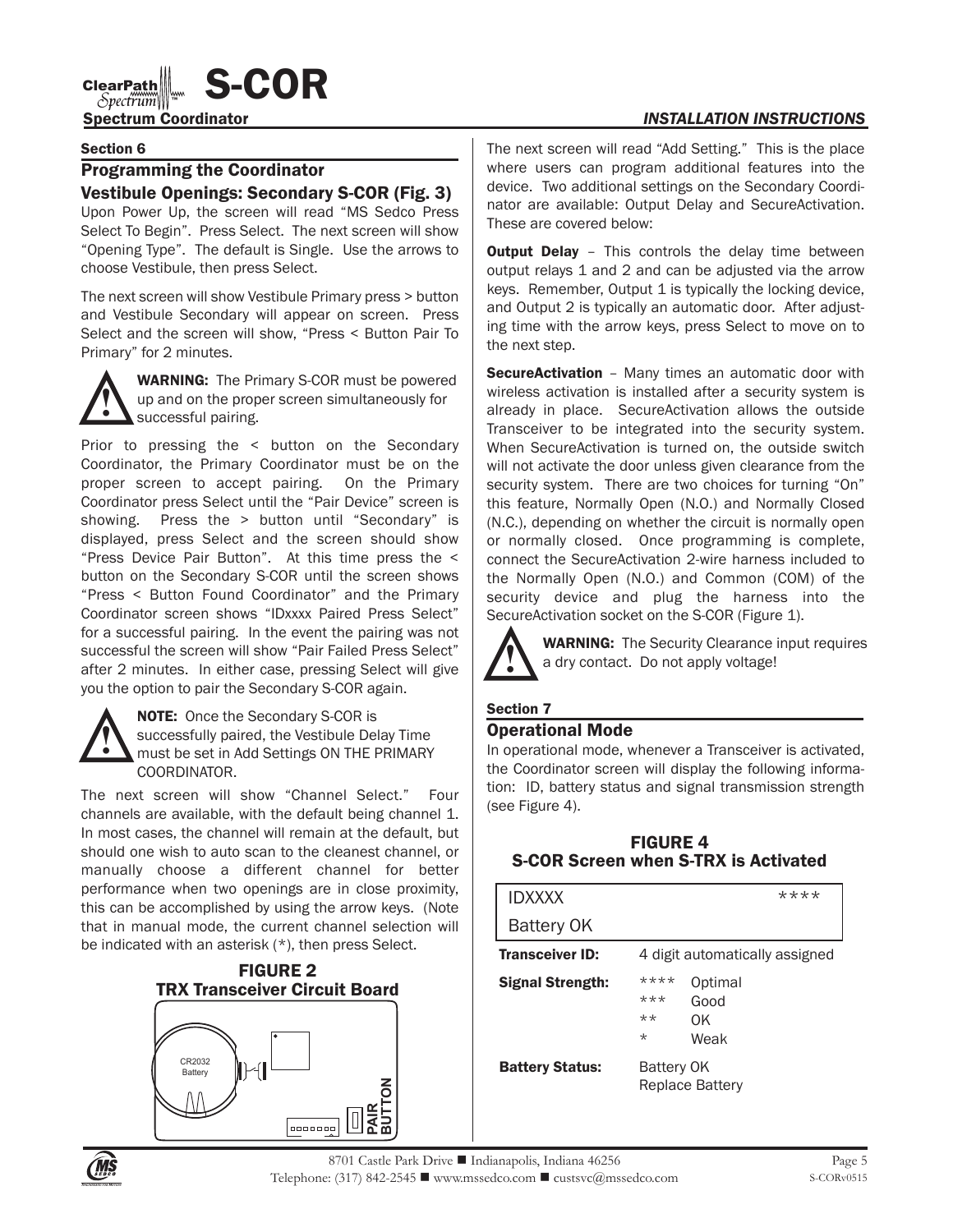## Section 6

## Programming the Coordinator

### Vestibule Openings: Secondary S-COR (Fig. 3)

Upon Power Up, the screen will read "MS Sedco Press Select To Begin". Press Select. The next screen will show "Opening Type". The default is Single. Use the arrows to choose Vestibule, then press Select.

The next screen will show Vestibule Primary press > button and Vestibule Secondary will appear on screen. Press Select and the screen will show, "Press < Button Pair To Primary" for 2 minutes.

**WARNING:** The Primary S-COR must be powered up and on the proper screen simultaneously for successful pairing.

Prior to pressing the < button on the Secondary Coordinator, the Primary Coordinator must be on the proper screen to accept pairing. On the Primary Coordinator press Select until the "Pair Device" screen is showing. Press the > button until "Secondary" is displayed, press Select and the screen should show "Press Device Pair Button". At this time press the < button on the Secondary S-COR until the screen shows "Press < Button Found Coordinator" and the Primary Coordinator screen shows "IDxxxx Paired Press Select" for a successful pairing. In the event the pairing was not successful the screen will show "Pair Failed Press Select" after 2 minutes. In either case, pressing Select will give you the option to pair the Secondary S-COR again.

**NOTE:** Once the Secondary S-COR is successfully paired, the Vestibule Delay Time must be set in Add Settings ON THE PRIMARY COORDINATOR.

The next screen will show "Channel Select." Four channels are available, with the default being channel 1. In most cases, the channel will remain at the default, but should one wish to auto scan to the cleanest channel, or manually choose a different channel for better performance when two openings are in close proximity, this can be accomplished by using the arrow keys. (Note that in manual mode, the current channel selection will be indicated with an asterisk (*), then press Select.

**FIGURE 2**
**TRX Transceiver Circuit Board**

CR2032
Battery

PAIR
BUTTON

The next screen will read "Add Setting." This is the place where users can program additional features into the device. Two additional settings on the Secondary Coordinator are available: Output Delay and SecureActivation. These are covered below:

**Output Delay** – This controls the delay time between output relays 1 and 2 and can be adjusted via the arrow keys. Remember, Output 1 is typically the locking device, and Output 2 is typically an automatic door. After adjusting time with the arrow keys, press Select to move on to the next step.

**SecureActivation** – Many times an automatic door with wireless activation is installed after a security system is already in place. SecureActivation allows the outside Transceiver to be integrated into the security system. When SecureActivation is turned on, the outside switch will not activate the door unless given clearance from the security system. There are two choices for turning "On" this feature, Normally Open (N.O.) and Normally Closed (N.C.), depending on whether the circuit is normally open or normally closed. Once programming is complete, connect the SecureActivation 2-wire harness included to the Normally Open (N.O.) and Common (COM) of the security device and plug the harness into the SecureActivation socket on the S-COR (Figure 1).

**WARNING:** The Security Clearance input requires a dry contact. Do not apply voltage!

## Section 7

## Operational Mode

In operational mode, whenever a Transceiver is activated, the Coordinator screen will display the following information: ID, battery status and signal transmission strength (see Figure 4).

**FIGURE 4**
**S-COR Screen when S-TRX is Activated**

IDXXXX ****
Battery OK

| | | |
|---|---|---|
| **Transceiver ID:** | 4 digit automatically assigned | |
| **Signal Strength:** | **** | Optimal |
| | *** | Good |
| | ** | OK |
| | * | Weak |
| **Battery Status:** | Battery OK | |
| | Replace Battery | |

8701 Castle Park Drive ■ Indianapolis, Indiana 46256
Telephone: (317) 842-2545 ■ www.mssedco.com ■ custsvc@mssedco.com